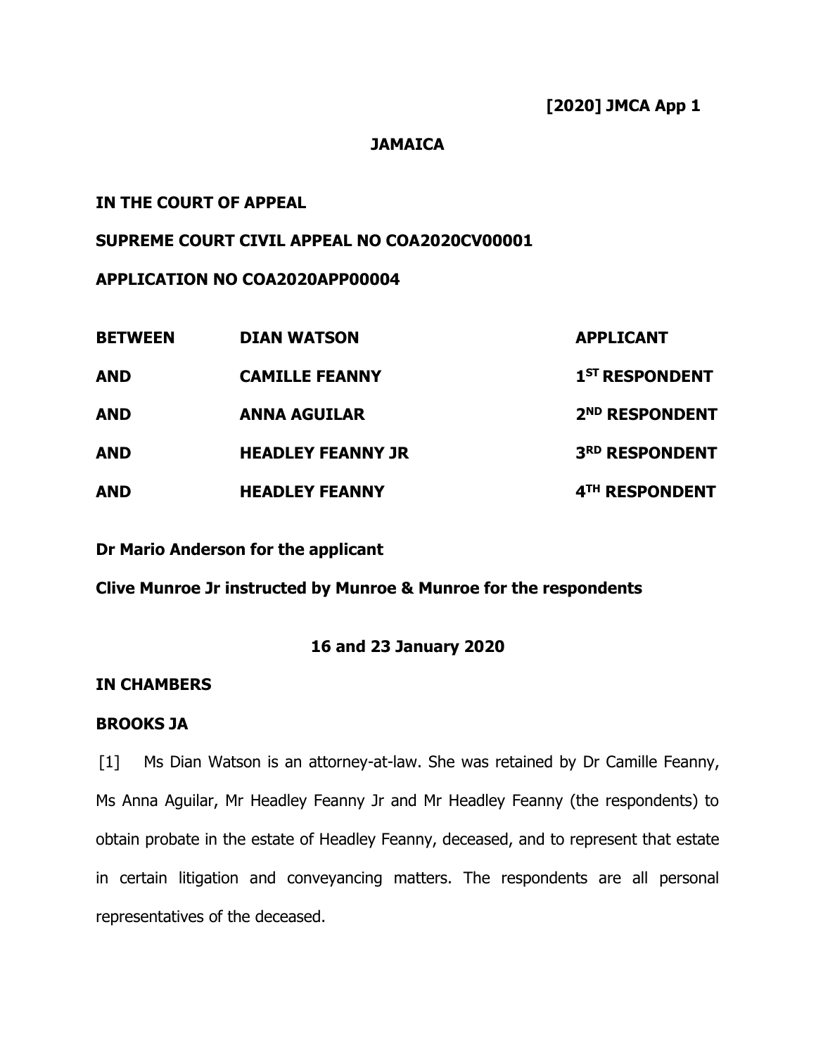**[2020] JMCA App 1**

**JAMAICA**

**IN THE COURT OF APPEAL**

**SUPREME COURT CIVIL APPEAL NO COA2020CV00001**

**APPLICATION NO COA2020APP00004**

| | | |
|---|---|---|
| **BETWEEN** | **DIAN WATSON** | **APPLICANT** |
| **AND** | **CAMILLE FEANNY** | **1ST RESPONDENT** |
| **AND** | **ANNA AGUILAR** | **2ND RESPONDENT** |
| **AND** | **HEADLEY FEANNY JR** | **3RD RESPONDENT** |
| **AND** | **HEADLEY FEANNY** | **4TH RESPONDENT** |

**Dr Mario Anderson for the applicant**

**Clive Munroe Jr instructed by Munroe & Munroe for the respondents**

**16 and 23 January 2020**

**IN CHAMBERS**

**BROOKS JA**

[1] Ms Dian Watson is an attorney-at-law. She was retained by Dr Camille Feanny, Ms Anna Aguilar, Mr Headley Feanny Jr and Mr Headley Feanny (the respondents) to obtain probate in the estate of Headley Feanny, deceased, and to represent that estate in certain litigation and conveyancing matters. The respondents are all personal representatives of the deceased.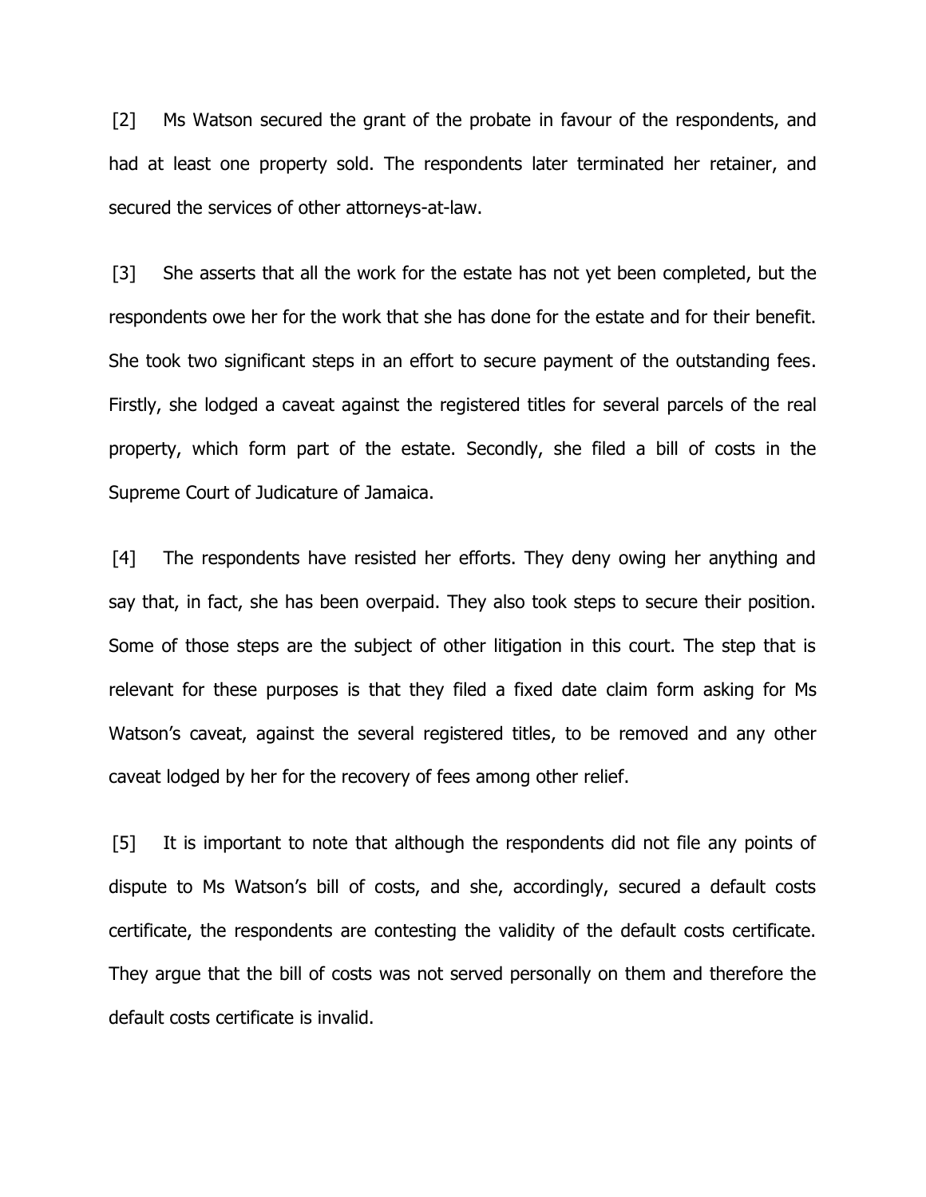[2] Ms Watson secured the grant of the probate in favour of the respondents, and had at least one property sold. The respondents later terminated her retainer, and secured the services of other attorneys-at-law.

[3] She asserts that all the work for the estate has not yet been completed, but the respondents owe her for the work that she has done for the estate and for their benefit. She took two significant steps in an effort to secure payment of the outstanding fees. Firstly, she lodged a caveat against the registered titles for several parcels of the real property, which form part of the estate. Secondly, she filed a bill of costs in the Supreme Court of Judicature of Jamaica.

[4] The respondents have resisted her efforts. They deny owing her anything and say that, in fact, she has been overpaid. They also took steps to secure their position. Some of those steps are the subject of other litigation in this court. The step that is relevant for these purposes is that they filed a fixed date claim form asking for Ms Watson's caveat, against the several registered titles, to be removed and any other caveat lodged by her for the recovery of fees among other relief.

[5] It is important to note that although the respondents did not file any points of dispute to Ms Watson's bill of costs, and she, accordingly, secured a default costs certificate, the respondents are contesting the validity of the default costs certificate. They argue that the bill of costs was not served personally on them and therefore the default costs certificate is invalid.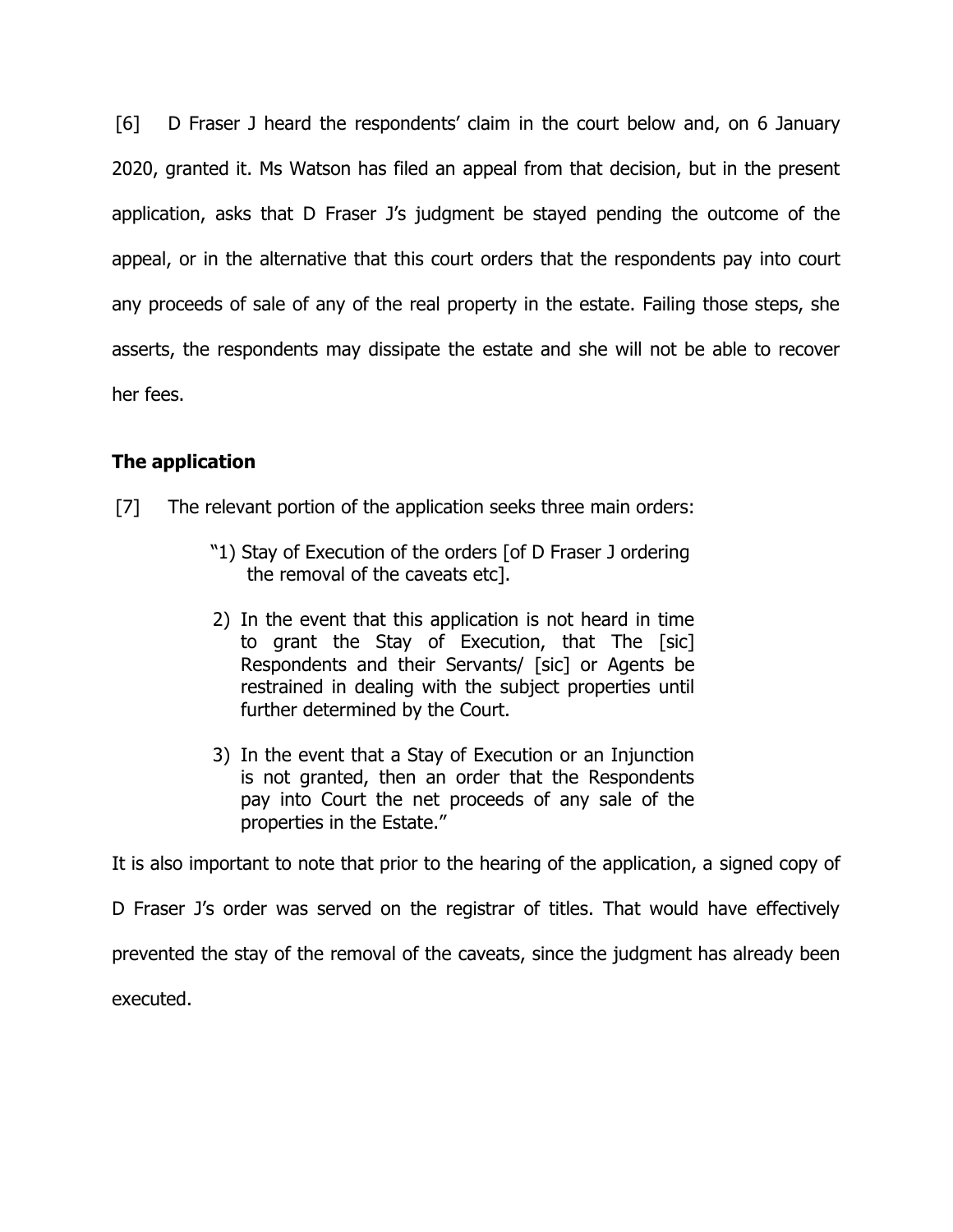[6] D Fraser J heard the respondents' claim in the court below and, on 6 January 2020, granted it. Ms Watson has filed an appeal from that decision, but in the present application, asks that D Fraser J's judgment be stayed pending the outcome of the appeal, or in the alternative that this court orders that the respondents pay into court any proceeds of sale of any of the real property in the estate. Failing those steps, she asserts, the respondents may dissipate the estate and she will not be able to recover her fees.

## The application

[7] The relevant portion of the application seeks three main orders:

> "1) Stay of Execution of the orders [of D Fraser J ordering the removal of the caveats etc].
>
> 2) In the event that this application is not heard in time to grant the Stay of Execution, that The [sic] Respondents and their Servants/ [sic] or Agents be restrained in dealing with the subject properties until further determined by the Court.
>
> 3) In the event that a Stay of Execution or an Injunction is not granted, then an order that the Respondents pay into Court the net proceeds of any sale of the properties in the Estate."

It is also important to note that prior to the hearing of the application, a signed copy of D Fraser J's order was served on the registrar of titles. That would have effectively prevented the stay of the removal of the caveats, since the judgment has already been executed.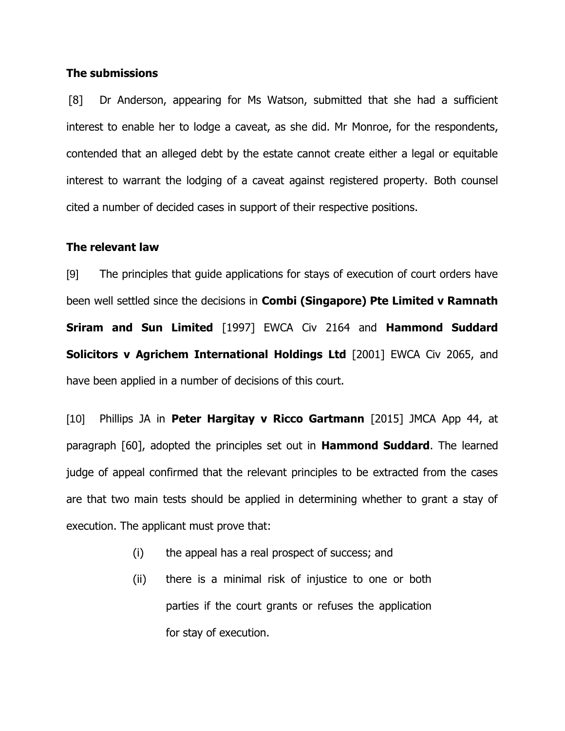**The submissions**

[8] Dr Anderson, appearing for Ms Watson, submitted that she had a sufficient interest to enable her to lodge a caveat, as she did. Mr Monroe, for the respondents, contended that an alleged debt by the estate cannot create either a legal or equitable interest to warrant the lodging of a caveat against registered property. Both counsel cited a number of decided cases in support of their respective positions.

**The relevant law**

[9] The principles that guide applications for stays of execution of court orders have been well settled since the decisions in **Combi (Singapore) Pte Limited v Ramnath Sriram and Sun Limited** [1997] EWCA Civ 2164 and **Hammond Suddard Solicitors v Agrichem International Holdings Ltd** [2001] EWCA Civ 2065, and have been applied in a number of decisions of this court.

[10] Phillips JA in **Peter Hargitay v Ricco Gartmann** [2015] JMCA App 44, at paragraph [60], adopted the principles set out in **Hammond Suddard**. The learned judge of appeal confirmed that the relevant principles to be extracted from the cases are that two main tests should be applied in determining whether to grant a stay of execution. The applicant must prove that:

(i) the appeal has a real prospect of success; and

(ii) there is a minimal risk of injustice to one or both parties if the court grants or refuses the application for stay of execution.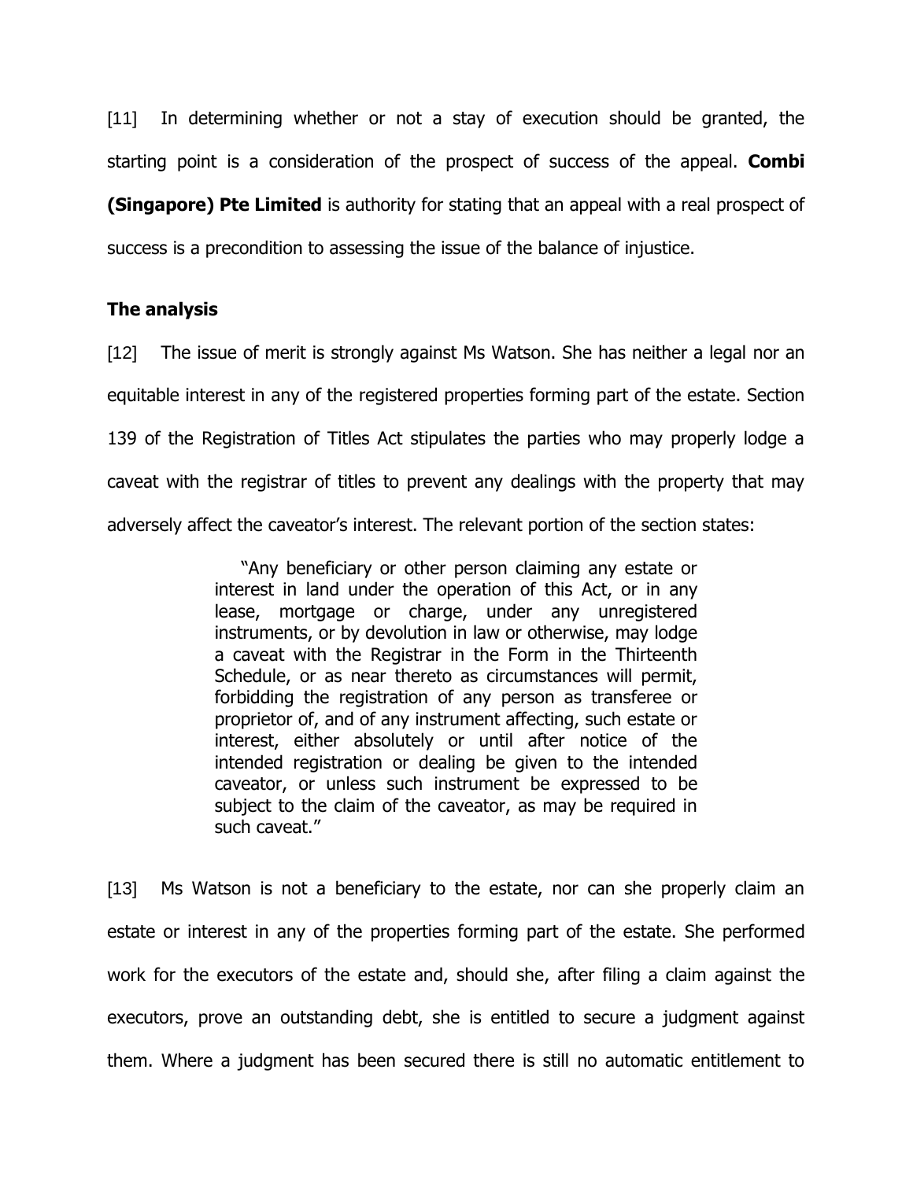[11] In determining whether or not a stay of execution should be granted, the starting point is a consideration of the prospect of success of the appeal. **Combi (Singapore) Pte Limited** is authority for stating that an appeal with a real prospect of success is a precondition to assessing the issue of the balance of injustice.

### The analysis

[12] The issue of merit is strongly against Ms Watson. She has neither a legal nor an equitable interest in any of the registered properties forming part of the estate. Section 139 of the Registration of Titles Act stipulates the parties who may properly lodge a caveat with the registrar of titles to prevent any dealings with the property that may adversely affect the caveator's interest. The relevant portion of the section states:

> "Any beneficiary or other person claiming any estate or interest in land under the operation of this Act, or in any lease, mortgage or charge, under any unregistered instruments, or by devolution in law or otherwise, may lodge a caveat with the Registrar in the Form in the Thirteenth Schedule, or as near thereto as circumstances will permit, forbidding the registration of any person as transferee or proprietor of, and of any instrument affecting, such estate or interest, either absolutely or until after notice of the intended registration or dealing be given to the intended caveator, or unless such instrument be expressed to be subject to the claim of the caveator, as may be required in such caveat."

[13] Ms Watson is not a beneficiary to the estate, nor can she properly claim an estate or interest in any of the properties forming part of the estate. She performed work for the executors of the estate and, should she, after filing a claim against the executors, prove an outstanding debt, she is entitled to secure a judgment against them. Where a judgment has been secured there is still no automatic entitlement to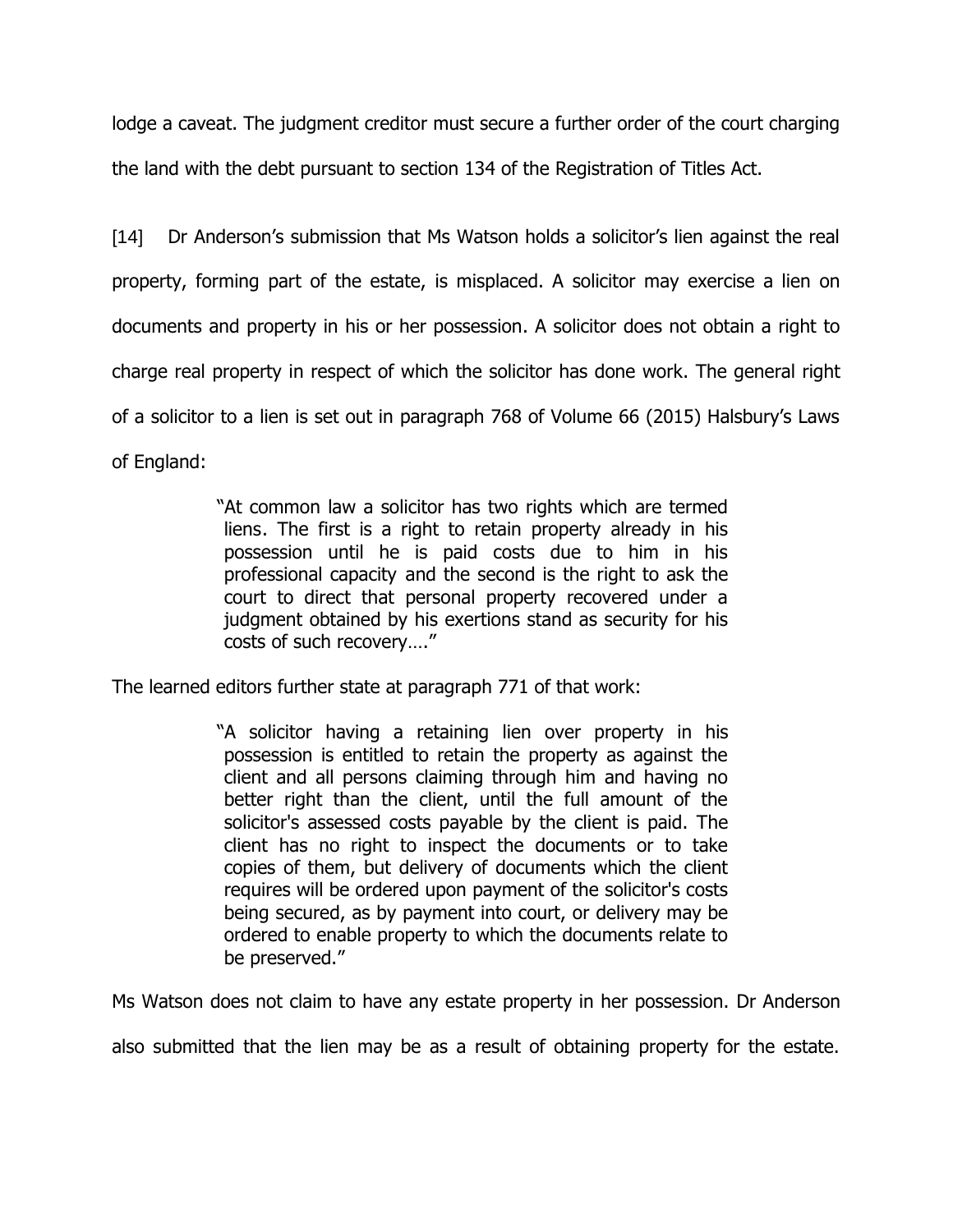lodge a caveat. The judgment creditor must secure a further order of the court charging the land with the debt pursuant to section 134 of the Registration of Titles Act.

[14] Dr Anderson's submission that Ms Watson holds a solicitor's lien against the real property, forming part of the estate, is misplaced. A solicitor may exercise a lien on documents and property in his or her possession. A solicitor does not obtain a right to charge real property in respect of which the solicitor has done work. The general right of a solicitor to a lien is set out in paragraph 768 of Volume 66 (2015) Halsbury's Laws of England:

> "At common law a solicitor has two rights which are termed liens. The first is a right to retain property already in his possession until he is paid costs due to him in his professional capacity and the second is the right to ask the court to direct that personal property recovered under a judgment obtained by his exertions stand as security for his costs of such recovery…."

The learned editors further state at paragraph 771 of that work:

> "A solicitor having a retaining lien over property in his possession is entitled to retain the property as against the client and all persons claiming through him and having no better right than the client, until the full amount of the solicitor's assessed costs payable by the client is paid. The client has no right to inspect the documents or to take copies of them, but delivery of documents which the client requires will be ordered upon payment of the solicitor's costs being secured, as by payment into court, or delivery may be ordered to enable property to which the documents relate to be preserved."

Ms Watson does not claim to have any estate property in her possession. Dr Anderson also submitted that the lien may be as a result of obtaining property for the estate.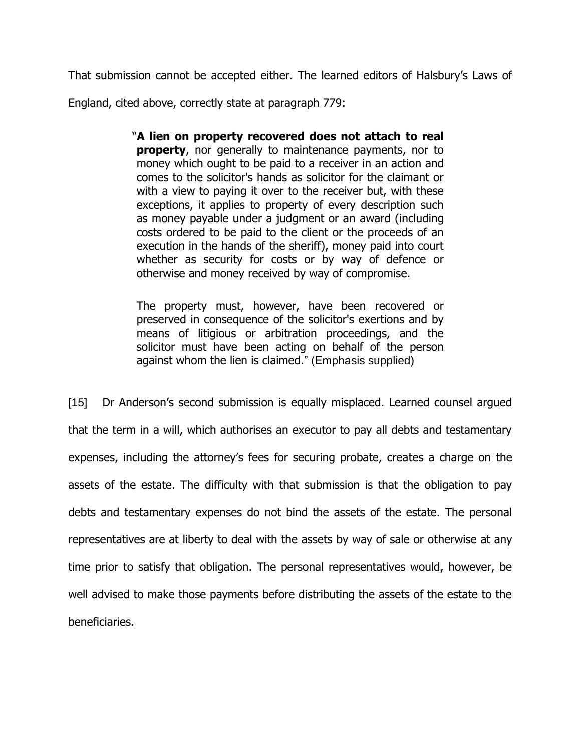That submission cannot be accepted either. The learned editors of Halsbury's Laws of England, cited above, correctly state at paragraph 779:

> "**A lien on property recovered does not attach to real property**, nor generally to maintenance payments, nor to money which ought to be paid to a receiver in an action and comes to the solicitor's hands as solicitor for the claimant or with a view to paying it over to the receiver but, with these exceptions, it applies to property of every description such as money payable under a judgment or an award (including costs ordered to be paid to the client or the proceeds of an execution in the hands of the sheriff), money paid into court whether as security for costs or by way of defence or otherwise and money received by way of compromise.
>
> The property must, however, have been recovered or preserved in consequence of the solicitor's exertions and by means of litigious or arbitration proceedings, and the solicitor must have been acting on behalf of the person against whom the lien is claimed." (Emphasis supplied)

[15] Dr Anderson's second submission is equally misplaced. Learned counsel argued that the term in a will, which authorises an executor to pay all debts and testamentary expenses, including the attorney's fees for securing probate, creates a charge on the assets of the estate. The difficulty with that submission is that the obligation to pay debts and testamentary expenses do not bind the assets of the estate. The personal representatives are at liberty to deal with the assets by way of sale or otherwise at any time prior to satisfy that obligation. The personal representatives would, however, be well advised to make those payments before distributing the assets of the estate to the beneficiaries.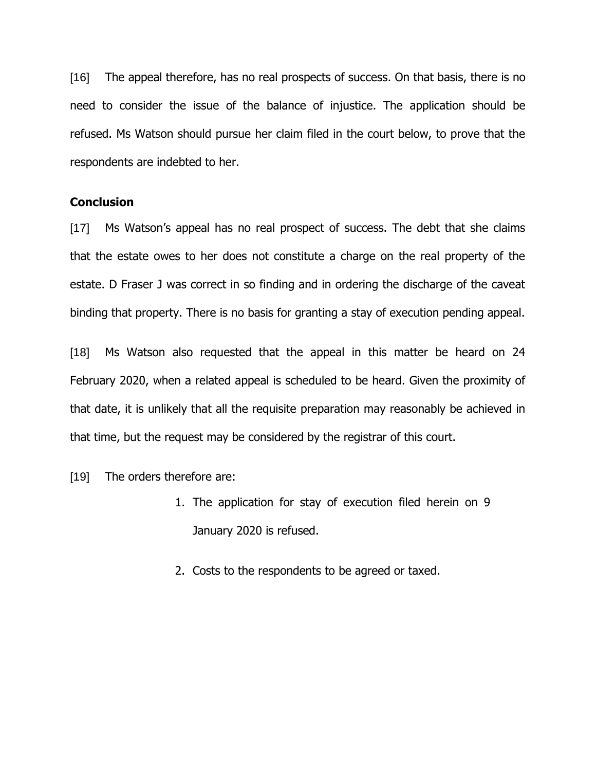[16] The appeal therefore, has no real prospects of success. On that basis, there is no need to consider the issue of the balance of injustice. The application should be refused. Ms Watson should pursue her claim filed in the court below, to prove that the respondents are indebted to her.

**Conclusion**

[17] Ms Watson's appeal has no real prospect of success. The debt that she claims that the estate owes to her does not constitute a charge on the real property of the estate. D Fraser J was correct in so finding and in ordering the discharge of the caveat binding that property. There is no basis for granting a stay of execution pending appeal.

[18] Ms Watson also requested that the appeal in this matter be heard on 24 February 2020, when a related appeal is scheduled to be heard. Given the proximity of that date, it is unlikely that all the requisite preparation may reasonably be achieved in that time, but the request may be considered by the registrar of this court.

[19] The orders therefore are:

1. The application for stay of execution filed herein on 9 January 2020 is refused.

2. Costs to the respondents to be agreed or taxed.